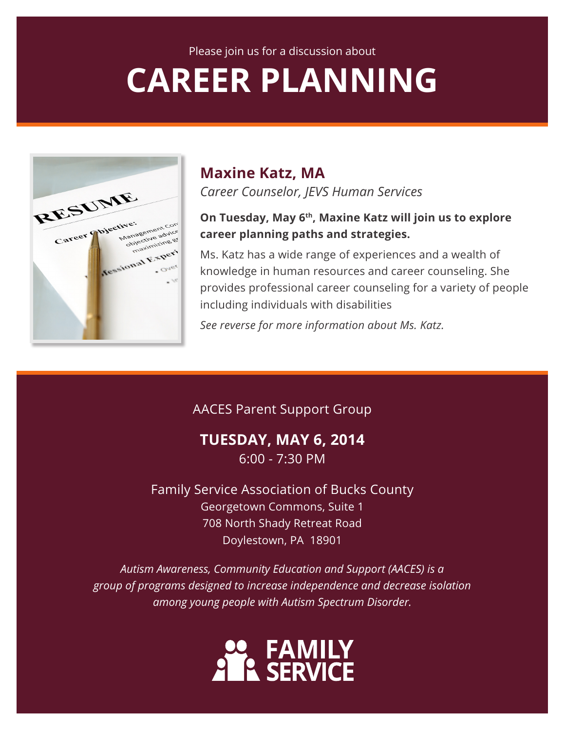Please join us for a discussion about

# CAREER PLANNING

## Maxine Katz, MA

*Career Counselor, JEVS Human Services*

**On Tuesday, May 6th, Maxine Katz will join us to explore career planning paths and strategies.**

Ms. Katz has a wide range of experiences and a wealth of knowledge in human resources and career counseling. She provides professional career counseling for a variety of people including individuals with disabilities

*See reverse for more information about Ms. Katz.*

AACES Parent Support Group

**TUESDAY, MAY 6, 2014**

6:00 - 7:30 PM

Family Service Association of Bucks County

Georgetown Commons, Suite 1

708 North Shady Retreat Road

Doylestown, PA 18901

*Autism Awareness, Community Education and Support (AACES) is a group of programs designed to increase independence and decrease isolation among young people with Autism Spectrum Disorder.*

**FAMILY SERVICE**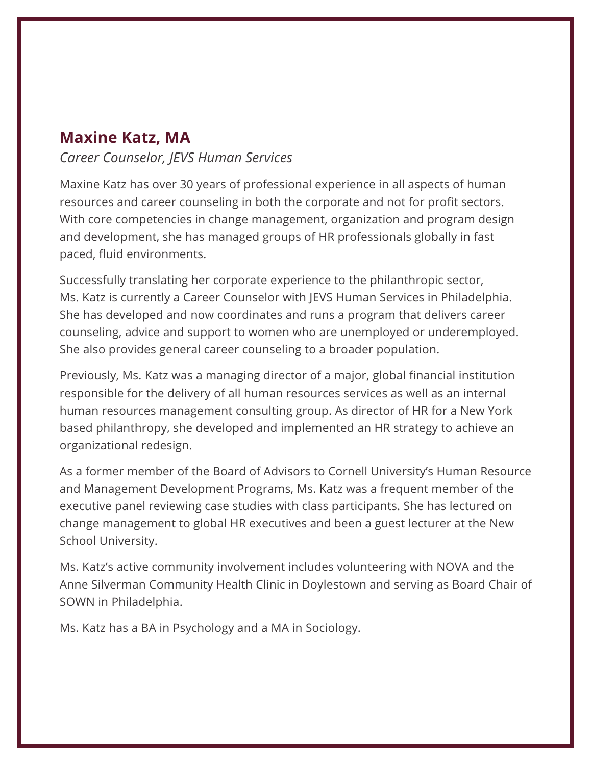## Maxine Katz, MA

*Career Counselor, JEVS Human Services*

Maxine Katz has over 30 years of professional experience in all aspects of human resources and career counseling in both the corporate and not for profit sectors. With core competencies in change management, organization and program design and development, she has managed groups of HR professionals globally in fast paced, fluid environments.

Successfully translating her corporate experience to the philanthropic sector, Ms. Katz is currently a Career Counselor with JEVS Human Services in Philadelphia. She has developed and now coordinates and runs a program that delivers career counseling, advice and support to women who are unemployed or underemployed. She also provides general career counseling to a broader population.

Previously, Ms. Katz was a managing director of a major, global financial institution responsible for the delivery of all human resources services as well as an internal human resources management consulting group. As director of HR for a New York based philanthropy, she developed and implemented an HR strategy to achieve an organizational redesign.

As a former member of the Board of Advisors to Cornell University's Human Resource and Management Development Programs, Ms. Katz was a frequent member of the executive panel reviewing case studies with class participants. She has lectured on change management to global HR executives and been a guest lecturer at the New School University.

Ms. Katz's active community involvement includes volunteering with NOVA and the Anne Silverman Community Health Clinic in Doylestown and serving as Board Chair of SOWN in Philadelphia.

Ms. Katz has a BA in Psychology and a MA in Sociology.